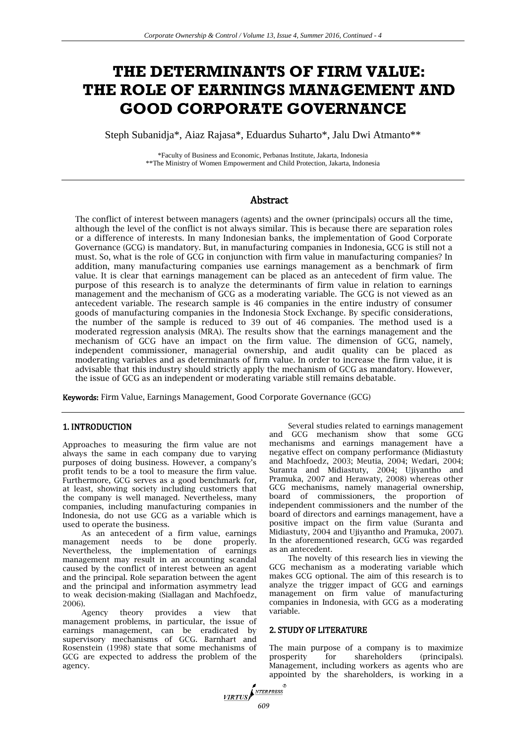# THE DETERMINANTS OF FIRM VALUE: THE ROLE OF EARNINGS MANAGEMENT AND GOOD CORPORATE GOVERNANCE

Steph Subanidja*, Aiaz Rajasa*, Eduardus Suharto*, Jalu Dwi Atmanto**

*Faculty of Business and Economic, Perbanas Institute, Jakarta, Indonesia
**The Ministry of Women Empowerment and Child Protection, Jakarta, Indonesia

## Abstract

The conflict of interest between managers (agents) and the owner (principals) occurs all the time, although the level of the conflict is not always similar. This is because there are separation roles or a difference of interests. In many Indonesian banks, the implementation of Good Corporate Governance (GCG) is mandatory. But, in manufacturing companies in Indonesia, GCG is still not a must. So, what is the role of GCG in conjunction with firm value in manufacturing companies? In addition, many manufacturing companies use earnings management as a benchmark of firm value. It is clear that earnings management can be placed as an antecedent of firm value. The purpose of this research is to analyze the determinants of firm value in relation to earnings management and the mechanism of GCG as a moderating variable. The GCG is not viewed as an antecedent variable. The research sample is 46 companies in the entire industry of consumer goods of manufacturing companies in the Indonesia Stock Exchange. By specific considerations, the number of the sample is reduced to 39 out of 46 companies. The method used is a moderated regression analysis (MRA). The results show that the earnings management and the mechanism of GCG have an impact on the firm value. The dimension of GCG, namely, independent commissioner, managerial ownership, and audit quality can be placed as moderating variables and as determinants of firm value. In order to increase the firm value, it is advisable that this industry should strictly apply the mechanism of GCG as mandatory. However, the issue of GCG as an independent or moderating variable still remains debatable.

**Keywords:** Firm Value, Earnings Management, Good Corporate Governance (GCG)

## 1. INTRODUCTION

Approaches to measuring the firm value are not always the same in each company due to varying purposes of doing business. However, a company's profit tends to be a tool to measure the firm value. Furthermore, GCG serves as a good benchmark for, at least, showing society including customers that the company is well managed. Nevertheless, many companies, including manufacturing companies in Indonesia, do not use GCG as a variable which is used to operate the business.

As an antecedent of a firm value, earnings management needs to be done properly. Nevertheless, the implementation of earnings management may result in an accounting scandal caused by the conflict of interest between an agent and the principal. Role separation between the agent and the principal and information asymmetry lead to weak decision-making (Siallagan and Machfoedz, 2006).

Agency theory provides a view that management problems, in particular, the issue of earnings management, can be eradicated by supervisory mechanisms of GCG. Barnhart and Rosenstein (1998) state that some mechanisms of GCG are expected to address the problem of the agency.

Several studies related to earnings management and GCG mechanism show that some GCG mechanisms and earnings management have a negative effect on company performance (Midiastuty and Machfoedz, 2003; Meutia, 2004; Wedari, 2004; Suranta and Midiastuty, 2004; Ujiyantho and Pramuka, 2007 and Herawaty, 2008) whereas other GCG mechanisms, namely managerial ownership, board of commissioners, the proportion of independent commissioners and the number of the board of directors and earnings management, have a positive impact on the firm value (Suranta and Midiastuty, 2004 and Ujiyantho and Pramuka, 2007). In the aforementioned research, GCG was regarded as an antecedent.

The novelty of this research lies in viewing the GCG mechanism as a moderating variable which makes GCG optional. The aim of this research is to analyze the trigger impact of GCG and earnings management on firm value of manufacturing companies in Indonesia, with GCG as a moderating variable.

## 2. STUDY OF LITERATURE

The main purpose of a company is to maximize prosperity for shareholders (principals). Management, including workers as agents who are appointed by the shareholders, is working in a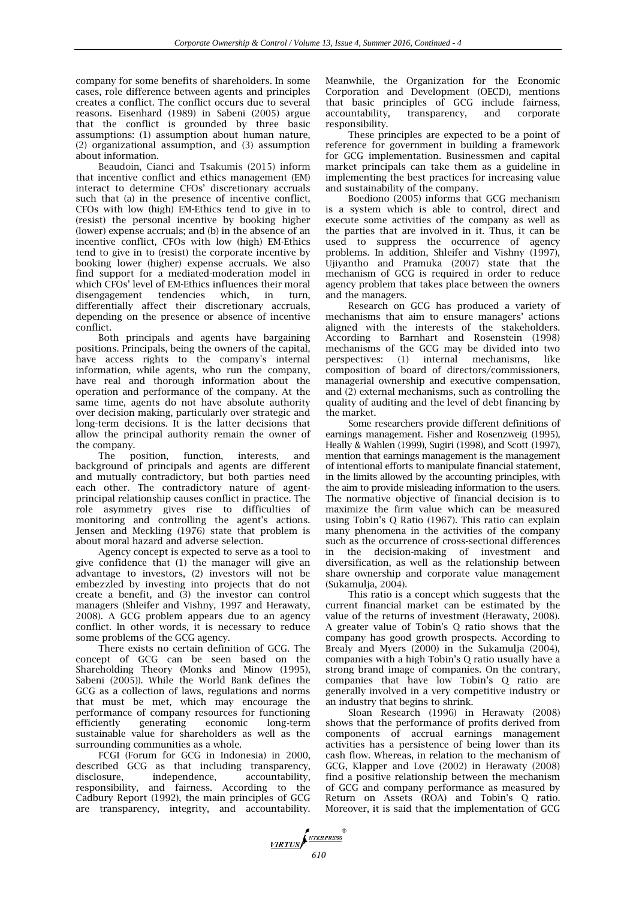company for some benefits of shareholders. In some cases, role difference between agents and principles creates a conflict. The conflict occurs due to several reasons. Eisenhard (1989) in Sabeni (2005) argue that the conflict is grounded by three basic assumptions: (1) assumption about human nature, (2) organizational assumption, and (3) assumption about information.

Beaudoin, Cianci and Tsakumis (2015) inform that incentive conflict and ethics management (EM) interact to determine CFOs' discretionary accruals such that (a) in the presence of incentive conflict, CFOs with low (high) EM-Ethics tend to give in to (resist) the personal incentive by booking higher (lower) expense accruals; and (b) in the absence of an incentive conflict, CFOs with low (high) EM-Ethics tend to give in to (resist) the corporate incentive by booking lower (higher) expense accruals. We also find support for a mediated-moderation model in which CFOs' level of EM-Ethics influences their moral disengagement tendencies which, in turn, differentially affect their discretionary accruals, depending on the presence or absence of incentive conflict.

Both principals and agents have bargaining positions. Principals, being the owners of the capital, have access rights to the company's internal information, while agents, who run the company, have real and thorough information about the operation and performance of the company. At the same time, agents do not have absolute authority over decision making, particularly over strategic and long-term decisions. It is the latter decisions that allow the principal authority remain the owner of the company.

The position, function, interests, and background of principals and agents are different and mutually contradictory, but both parties need each other. The contradictory nature of agent-principal relationship causes conflict in practice. The role asymmetry gives rise to difficulties of monitoring and controlling the agent's actions. Jensen and Meckling (1976) state that problem is about moral hazard and adverse selection.

Agency concept is expected to serve as a tool to give confidence that (1) the manager will give an advantage to investors, (2) investors will not be embezzled by investing into projects that do not create a benefit, and (3) the investor can control managers (Shleifer and Vishny, 1997 and Herawaty, 2008). A GCG problem appears due to an agency conflict. In other words, it is necessary to reduce some problems of the GCG agency.

There exists no certain definition of GCG. The concept of GCG can be seen based on the Shareholding Theory (Monks and Minow (1995), Sabeni (2005)). While the World Bank defines the GCG as a collection of laws, regulations and norms that must be met, which may encourage the performance of company resources for functioning efficiently generating economic long-term sustainable value for shareholders as well as the surrounding communities as a whole.

FCGI (Forum for GCG in Indonesia) in 2000, described GCG as that including transparency, disclosure, independence, accountability, responsibility, and fairness. According to the Cadbury Report (1992), the main principles of GCG are transparency, integrity, and accountability. Meanwhile, the Organization for the Economic Corporation and Development (OECD), mentions that basic principles of GCG include fairness, accountability, transparency, and corporate responsibility.

These principles are expected to be a point of reference for government in building a framework for GCG implementation. Businessmen and capital market principals can take them as a guideline in implementing the best practices for increasing value and sustainability of the company.

Boediono (2005) informs that GCG mechanism is a system which is able to control, direct and execute some activities of the company as well as the parties that are involved in it. Thus, it can be used to suppress the occurrence of agency problems. In addition, Shleifer and Vishny (1997), Ujiyantho and Pramuka (2007) state that the mechanism of GCG is required in order to reduce agency problem that takes place between the owners and the managers.

Research on GCG has produced a variety of mechanisms that aim to ensure managers' actions aligned with the interests of the stakeholders. According to Barnhart and Rosenstein (1998) mechanisms of the GCG may be divided into two perspectives: (1) internal mechanisms, like composition of board of directors/commissioners, managerial ownership and executive compensation, and (2) external mechanisms, such as controlling the quality of auditing and the level of debt financing by the market.

Some researchers provide different definitions of earnings management. Fisher and Rosenzweig (1995), Heally & Wahlen (1999), Sugiri (1998), and Scott (1997), mention that earnings management is the management of intentional efforts to manipulate financial statement, in the limits allowed by the accounting principles, with the aim to provide misleading information to the users. The normative objective of financial decision is to maximize the firm value which can be measured using Tobin's Q Ratio (1967). This ratio can explain many phenomena in the activities of the company such as the occurrence of cross-sectional differences in the decision-making of investment and diversification, as well as the relationship between share ownership and corporate value management (Sukamulja, 2004).

This ratio is a concept which suggests that the current financial market can be estimated by the value of the returns of investment (Herawaty, 2008). A greater value of Tobin's Q ratio shows that the company has good growth prospects. According to Brealy and Myers (2000) in the Sukamulja (2004), companies with a high Tobin's Q ratio usually have a strong brand image of companies. On the contrary, companies that have low Tobin's Q ratio are generally involved in a very competitive industry or an industry that begins to shrink.

Sloan Research (1996) in Herawaty (2008) shows that the performance of profits derived from components of accrual earnings management activities has a persistence of being lower than its cash flow. Whereas, in relation to the mechanism of GCG, Klapper and Love (2002) in Herawaty (2008) find a positive relationship between the mechanism of GCG and company performance as measured by Return on Assets (ROA) and Tobin's Q ratio. Moreover, it is said that the implementation of GCG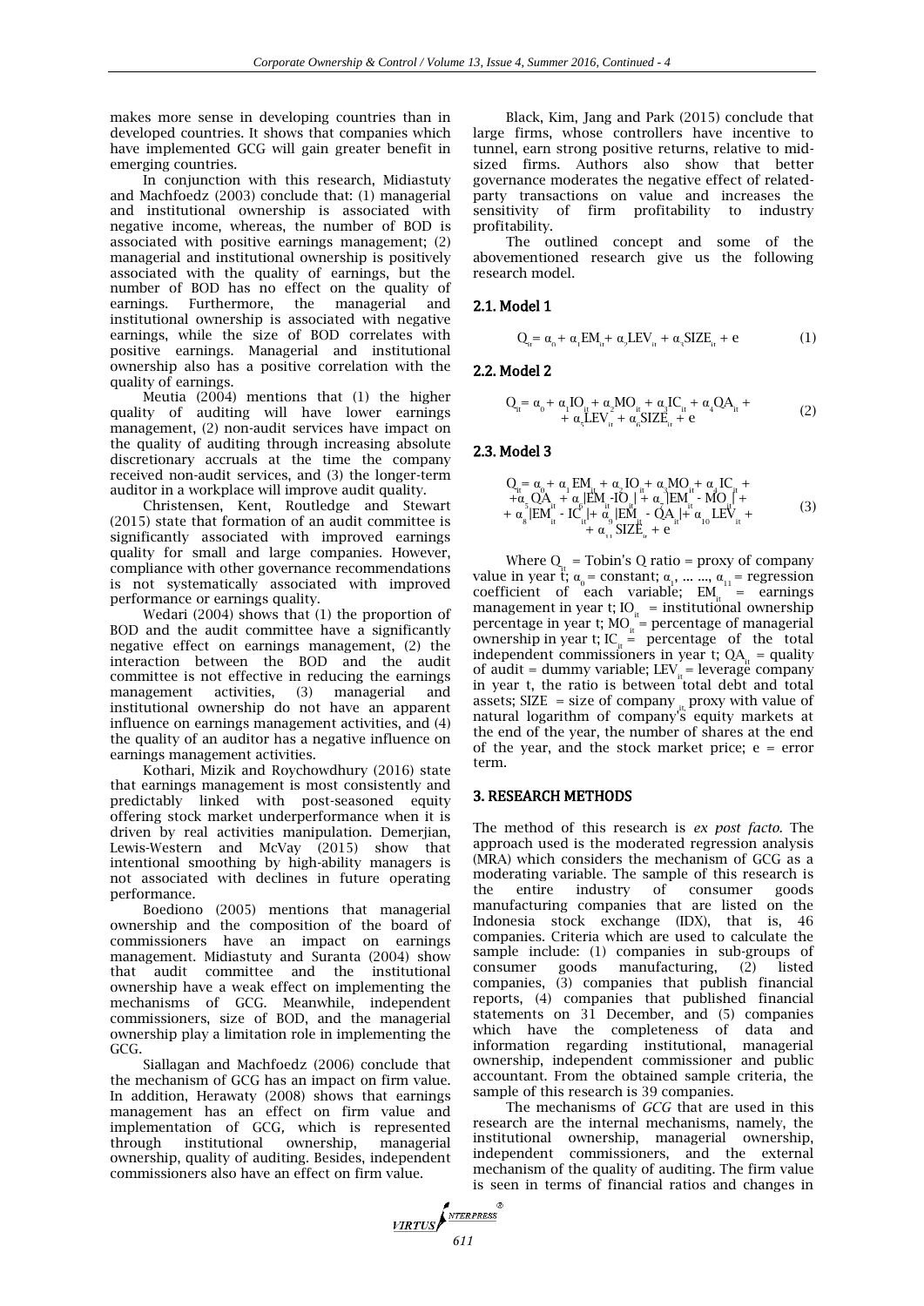makes more sense in developing countries than in developed countries. It shows that companies which have implemented GCG will gain greater benefit in emerging countries.

In conjunction with this research, Midiastuty and Machfoedz (2003) conclude that: (1) managerial and institutional ownership is associated with negative income, whereas, the number of BOD is associated with positive earnings management; (2) managerial and institutional ownership is positively associated with the quality of earnings, but the number of BOD has no effect on the quality of earnings. Furthermore, the managerial and institutional ownership is associated with negative earnings, while the size of BOD correlates with positive earnings. Managerial and institutional ownership also has a positive correlation with the quality of earnings.

Meutia (2004) mentions that (1) the higher quality of auditing will have lower earnings management, (2) non-audit services have impact on the quality of auditing through increasing absolute discretionary accruals at the time the company received non-audit services, and (3) the longer-term auditor in a workplace will improve audit quality.

Christensen, Kent, Routledge and Stewart (2015) state that formation of an audit committee is significantly associated with improved earnings quality for small and large companies. However, compliance with other governance recommendations is not systematically associated with improved performance or earnings quality.

Wedari (2004) shows that (1) the proportion of BOD and the audit committee have a significantly negative effect on earnings management, (2) the interaction between the BOD and the audit committee is not effective in reducing the earnings management activities, (3) managerial and institutional ownership do not have an apparent influence on earnings management activities, and (4) the quality of an auditor has a negative influence on earnings management activities.

Kothari, Mizik and Roychowdhury (2016) state that earnings management is most consistently and predictably linked with post-seasoned equity offering stock market underperformance when it is driven by real activities manipulation. Demerjian, Lewis-Western and McVay (2015) show that intentional smoothing by high-ability managers is not associated with declines in future operating performance.

Boediono (2005) mentions that managerial ownership and the composition of the board of commissioners have an impact on earnings management. Midiastuty and Suranta (2004) show that audit committee and the institutional ownership have a weak effect on implementing the mechanisms of GCG. Meanwhile, independent commissioners, size of BOD, and the managerial ownership play a limitation role in implementing the GCG.

Siallagan and Machfoedz (2006) conclude that the mechanism of GCG has an impact on firm value. In addition, Herawaty (2008) shows that earnings management has an effect on firm value and implementation of GCG, which is represented through institutional ownership, managerial ownership, quality of auditing. Besides, independent commissioners also have an effect on firm value.

Black, Kim, Jang and Park (2015) conclude that large firms, whose controllers have incentive to tunnel, earn strong positive returns, relative to mid-sized firms. Authors also show that better governance moderates the negative effect of related-party transactions on value and increases the sensitivity of firm profitability to industry profitability.

The outlined concept and some of the abovementioned research give us the following research model.

### 2.1. Model 1

$$Q_{it} = \alpha_0 + \alpha_1 EM_{it} + \alpha_2 LEV_{it} + \alpha_3 SIZE_{it} + e \tag{1}$$

### 2.2. Model 2

$$Q_{it} = \alpha_0 + \alpha_1 IO_{it} + \alpha_2 MO_{it} + \alpha_3 IC_{it} + \alpha_4 QA_{it} + \alpha_5 LEV_{it} + \alpha_6 SIZE_{it} + e \tag{2}$$

### 2.3. Model 3

$$\begin{aligned} Q_{it} = {} & \alpha_0 + \alpha_1 EM_{it} + \alpha_2 IO_{it} + \alpha_3 MO_{it} + \alpha_4 IC_{it} + \\ & + \alpha_5 QA_{it} + \alpha_6 |EM_{it} - IO_{it}| + \alpha_7 |EM_{it} - MO_{it}| + \\ & + \alpha_8 |EM_{it} - IC_{it}| + \alpha_9 |EM_{it} - QA_{it}| + \alpha_{10} LEV_{it} + \\ & + \alpha_{11} SIZE_{it} + e \end{aligned} \tag{3}$$

Where $Q_{it}$ = Tobin's Q ratio = proxy of company value in year t; $\alpha_0$ = constant; $\alpha_1$, ... ..., $\alpha_{11}$ = regression coefficient of each variable; $EM_{it}$ = earnings management in year t; $IO_{it}$ = institutional ownership percentage in year t; $MO_{it}$ = percentage of managerial ownership in year t; $IC_{it}$ = percentage of the total independent commissioners in year t; $QA_{it}$ = quality of audit = dummy variable; $LEV_{it}$ = leverage company in year t, the ratio is between total debt and total assets; $SIZE_{it}$ = size of company proxy with value of natural logarithm of company's equity markets at the end of the year, the number of shares at the end of the year, and the stock market price; e = error term.

## 3. RESEARCH METHODS

The method of this research is *ex post facto*. The approach used is the moderated regression analysis (MRA) which considers the mechanism of GCG as a moderating variable. The sample of this research is the entire industry of consumer goods manufacturing companies that are listed on the Indonesia stock exchange (IDX), that is, 46 companies. Criteria which are used to calculate the sample include: (1) companies in sub-groups of consumer goods manufacturing, (2) listed companies, (3) companies that publish financial reports, (4) companies that published financial statements on 31 December, and (5) companies which have the completeness of data and information regarding institutional, managerial ownership, independent commissioner and public accountant. From the obtained sample criteria, the sample of this research is 39 companies.

The mechanisms of *GCG* that are used in this research are the internal mechanisms, namely, the institutional ownership, managerial ownership, independent commissioners, and the external mechanism of the quality of auditing. The firm value is seen in terms of financial ratios and changes in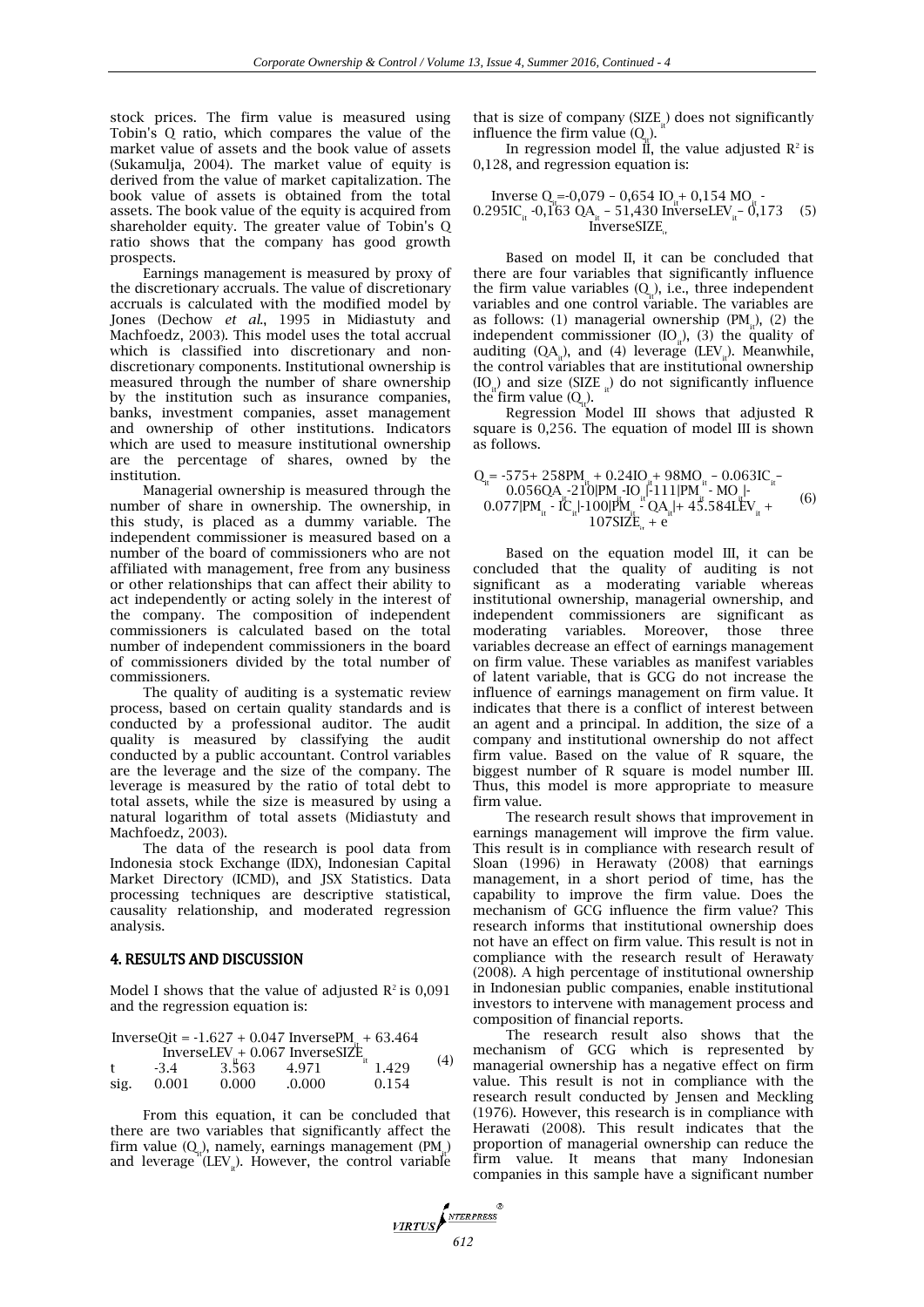stock prices. The firm value is measured using Tobin's Q ratio, which compares the value of the market value of assets and the book value of assets (Sukamulja, 2004). The market value of equity is derived from the value of market capitalization. The book value of assets is obtained from the total assets. The book value of the equity is acquired from shareholder equity. The greater value of Tobin's Q ratio shows that the company has good growth prospects.

Earnings management is measured by proxy of the discretionary accruals. The value of discretionary accruals is calculated with the modified model by Jones (Dechow *et al*., 1995 in Midiastuty and Machfoedz, 2003). This model uses the total accrual which is classified into discretionary and non-discretionary components. Institutional ownership is measured through the number of share ownership by the institution such as insurance companies, banks, investment companies, asset management and ownership of other institutions. Indicators which are used to measure institutional ownership are the percentage of shares, owned by the institution.

Managerial ownership is measured through the number of share in ownership. The ownership, in this study, is placed as a dummy variable. The independent commissioner is measured based on a number of the board of commissioners who are not affiliated with management, free from any business or other relationships that can affect their ability to act independently or acting solely in the interest of the company. The composition of independent commissioners is calculated based on the total number of independent commissioners in the board of commissioners divided by the total number of commissioners.

The quality of auditing is a systematic review process, based on certain quality standards and is conducted by a professional auditor. The audit quality is measured by classifying the audit conducted by a public accountant. Control variables are the leverage and the size of the company. The leverage is measured by the ratio of total debt to total assets, while the size is measured by using a natural logarithm of total assets (Midiastuty and Machfoedz, 2003).

The data of the research is pool data from Indonesia stock Exchange (IDX), Indonesian Capital Market Directory (ICMD), and JSX Statistics. Data processing techniques are descriptive statistical, causality relationship, and moderated regression analysis.

## 4. RESULTS AND DISCUSSION

Model I shows that the value of adjusted $R^2$ is 0,091 and the regression equation is:

$$InverseQit = -1.627 + 0.047\ InversePM_{it} + 63.464\ InverseLEV_{it} + 0.067\ InverseSIZE_{it} \quad (4)$$

| | | | | |
|---|---|---|---|---|
| t | -3.4 | 3.563 | 4.971 | 1.429 |
| sig. | 0.001 | 0.000 | .0.000 | 0.154 |

From this equation, it can be concluded that there are two variables that significantly affect the firm value ($Q_{it}$), namely, earnings management ($PM_{it}$) and leverage ($LEV_{it}$). However, the control variable that is size of company ($SIZE_{it}$) does not significantly influence the firm value ($Q_{it}$).

In regression model II, the value adjusted $R^2$ is 0,128, and regression equation is:

$$Inverse\ Q_{it} = -0,079 - 0,654\ IO_{it} + 0,154\ MO_{it} - 0.295IC_{it} - 0,163\ QA_{it} - 51,430\ InverseLEV_{it} - 0,173\ InverseSIZE_{it} \quad (5)$$

Based on model II, it can be concluded that there are four variables that significantly influence the firm value variables ($Q_{it}$), i.e., three independent variables and one control variable. The variables are as follows: (1) managerial ownership ($PM_{it}$), (2) the independent commissioner ($IO_{it}$), (3) the quality of auditing ($QA_{it}$), and (4) leverage ($LEV_{it}$). Meanwhile, the control variables that are institutional ownership ($IO_{it}$) and size ($SIZE_{it}$) do not significantly influence the firm value ($Q_{it}$).

Regression Model III shows that adjusted R square is 0,256. The equation of model III is shown as follows.

$$Q_{it} = -575 + 258PM_{it} + 0.24IO_{it} + 98MO_{it} - 0.063IC_{it} - 0.056QA_{it} - 210|PM_{it} - IO_{it}| - 111|PM_{it} - MO_{it}| - 0.077|PM_{it} - IC_{it}| - 100|PM_{it} - QA_{it}| + 45.584LEV_{it} + 107SIZE_{it} + e \quad (6)$$

Based on the equation model III, it can be concluded that the quality of auditing is not significant as a moderating variable whereas institutional ownership, managerial ownership, and independent commissioners are significant as moderating variables. Moreover, those three variables decrease an effect of earnings management on firm value. These variables as manifest variables of latent variable, that is GCG do not increase the influence of earnings management on firm value. It indicates that there is a conflict of interest between an agent and a principal. In addition, the size of a company and institutional ownership do not affect firm value. Based on the value of R square, the biggest number of R square is model number III. Thus, this model is more appropriate to measure firm value.

The research result shows that improvement in earnings management will improve the firm value. This result is in compliance with research result of Sloan (1996) in Herawaty (2008) that earnings management, in a short period of time, has the capability to improve the firm value. Does the mechanism of GCG influence the firm value? This research informs that institutional ownership does not have an effect on firm value. This result is not in compliance with the research result of Herawaty (2008). A high percentage of institutional ownership in Indonesian public companies, enable institutional investors to intervene with management process and composition of financial reports.

The research result also shows that the mechanism of GCG which is represented by managerial ownership has a negative effect on firm value. This result is not in compliance with the research result conducted by Jensen and Meckling (1976). However, this research is in compliance with Herawati (2008). This result indicates that the proportion of managerial ownership can reduce the firm value. It means that many Indonesian companies in this sample have a significant number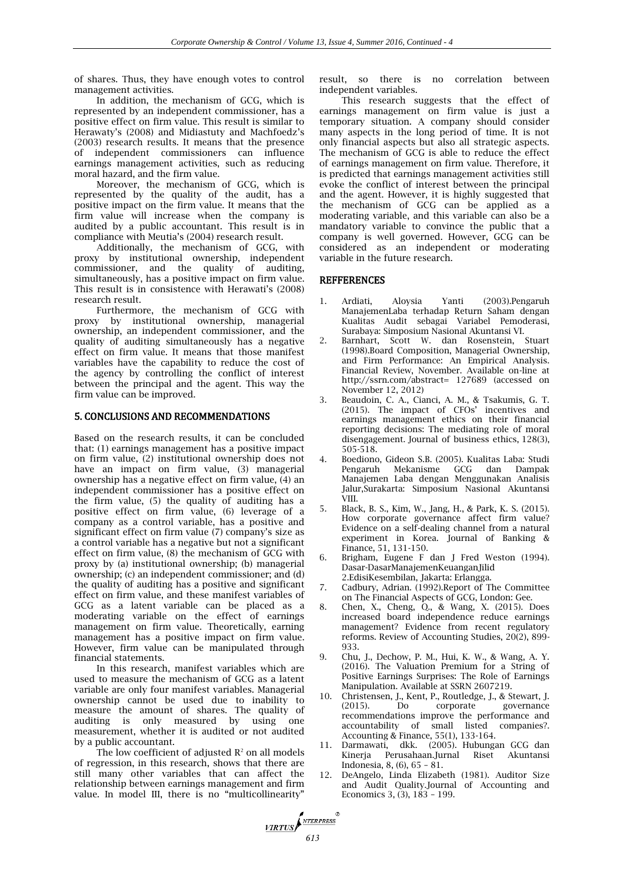of shares. Thus, they have enough votes to control management activities.

In addition, the mechanism of GCG, which is represented by an independent commissioner, has a positive effect on firm value. This result is similar to Herawaty's (2008) and Midiastuty and Machfoedz's (2003) research results. It means that the presence of independent commissioners can influence earnings management activities, such as reducing moral hazard, and the firm value.

Moreover, the mechanism of GCG, which is represented by the quality of the audit, has a positive impact on the firm value. It means that the firm value will increase when the company is audited by a public accountant. This result is in compliance with Meutia's (2004) research result.

Additionally, the mechanism of GCG, with proxy by institutional ownership, independent commissioner, and the quality of auditing, simultaneously, has a positive impact on firm value. This result is in consistence with Herawati's (2008) research result.

Furthermore, the mechanism of GCG with proxy by institutional ownership, managerial ownership, an independent commissioner, and the quality of auditing simultaneously has a negative effect on firm value. It means that those manifest variables have the capability to reduce the cost of the agency by controlling the conflict of interest between the principal and the agent. This way the firm value can be improved.

## 5. CONCLUSIONS AND RECOMMENDATIONS

Based on the research results, it can be concluded that: (1) earnings management has a positive impact on firm value, (2) institutional ownership does not have an impact on firm value, (3) managerial ownership has a negative effect on firm value, (4) an independent commissioner has a positive effect on the firm value, (5) the quality of auditing has a positive effect on firm value, (6) leverage of a company as a control variable, has a positive and significant effect on firm value (7) company's size as a control variable has a negative but not a significant effect on firm value, (8) the mechanism of GCG with proxy by (a) institutional ownership; (b) managerial ownership; (c) an independent commissioner; and (d) the quality of auditing has a positive and significant effect on firm value, and these manifest variables of GCG as a latent variable can be placed as a moderating variable on the effect of earnings management on firm value. Theoretically, earning management has a positive impact on firm value. However, firm value can be manipulated through financial statements.

In this research, manifest variables which are used to measure the mechanism of GCG as a latent variable are only four manifest variables. Managerial ownership cannot be used due to inability to measure the amount of shares. The quality of auditing is only measured by using one measurement, whether it is audited or not audited by a public accountant.

The low coefficient of adjusted $R^2$ on all models of regression, in this research, shows that there are still many other variables that can affect the relationship between earnings management and firm value. In model III, there is no "multicollinearity" result, so there is no correlation between independent variables.

This research suggests that the effect of earnings management on firm value is just a temporary situation. A company should consider many aspects in the long period of time. It is not only financial aspects but also all strategic aspects. The mechanism of GCG is able to reduce the effect of earnings management on firm value. Therefore, it is predicted that earnings management activities still evoke the conflict of interest between the principal and the agent. However, it is highly suggested that the mechanism of GCG can be applied as a moderating variable, and this variable can also be a mandatory variable to convince the public that a company is well governed. However, GCG can be considered as an independent or moderating variable in the future research.

## REFFERENCES

1. Ardiati, Aloysia Yanti (2003).Pengaruh ManajemenLaba terhadap Return Saham dengan Kualitas Audit sebagai Variabel Pemoderasi, Surabaya: Simposium Nasional Akuntansi VI.
2. Barnhart, Scott W. dan Rosenstein, Stuart (1998).Board Composition, Managerial Ownership, and Firm Performance: An Empirical Analysis. Financial Review, November. Available on-line at http://ssrn.com/abstract= 127689 (accessed on November 12, 2012)
3. Beaudoin, C. A., Cianci, A. M., & Tsakumis, G. T. (2015). The impact of CFOs' incentives and earnings management ethics on their financial reporting decisions: The mediating role of moral disengagement. Journal of business ethics, 128(3), 505-518.
4. Boediono, Gideon S.B. (2005). Kualitas Laba: Studi Pengaruh Mekanisme GCG dan Dampak Manajemen Laba dengan Menggunakan Analisis Jalur,Surakarta: Simposium Nasional Akuntansi VIII.
5. Black, B. S., Kim, W., Jang, H., & Park, K. S. (2015). How corporate governance affect firm value? Evidence on a self-dealing channel from a natural experiment in Korea. Journal of Banking & Finance, 51, 131-150.
6. Brigham, Eugene F dan J Fred Weston (1994). Dasar-DasarManajemenKeuanganJilid 2.EdisiKesembilan, Jakarta: Erlangga.
7. Cadbury, Adrian. (1992).Report of The Committee on The Financial Aspects of GCG, London: Gee.
8. Chen, X., Cheng, Q., & Wang, X. (2015). Does increased board independence reduce earnings management? Evidence from recent regulatory reforms. Review of Accounting Studies, 20(2), 899-933.
9. Chu, J., Dechow, P. M., Hui, K. W., & Wang, A. Y. (2016). The Valuation Premium for a String of Positive Earnings Surprises: The Role of Earnings Manipulation. Available at SSRN 2607219.
10. Christensen, J., Kent, P., Routledge, J., & Stewart, J. (2015). Do corporate governance recommendations improve the performance and accountability of small listed companies?. Accounting & Finance, 55(1), 133-164.
11. Darmawati, dkk. (2005). Hubungan GCG dan Kinerja Perusahaan.Jurnal Riset Akuntansi Indonesia, 8, (6), 65 – 81.
12. DeAngelo, Linda Elizabeth (1981). Auditor Size and Audit Quality.Journal of Accounting and Economics 3, (3), 183 – 199.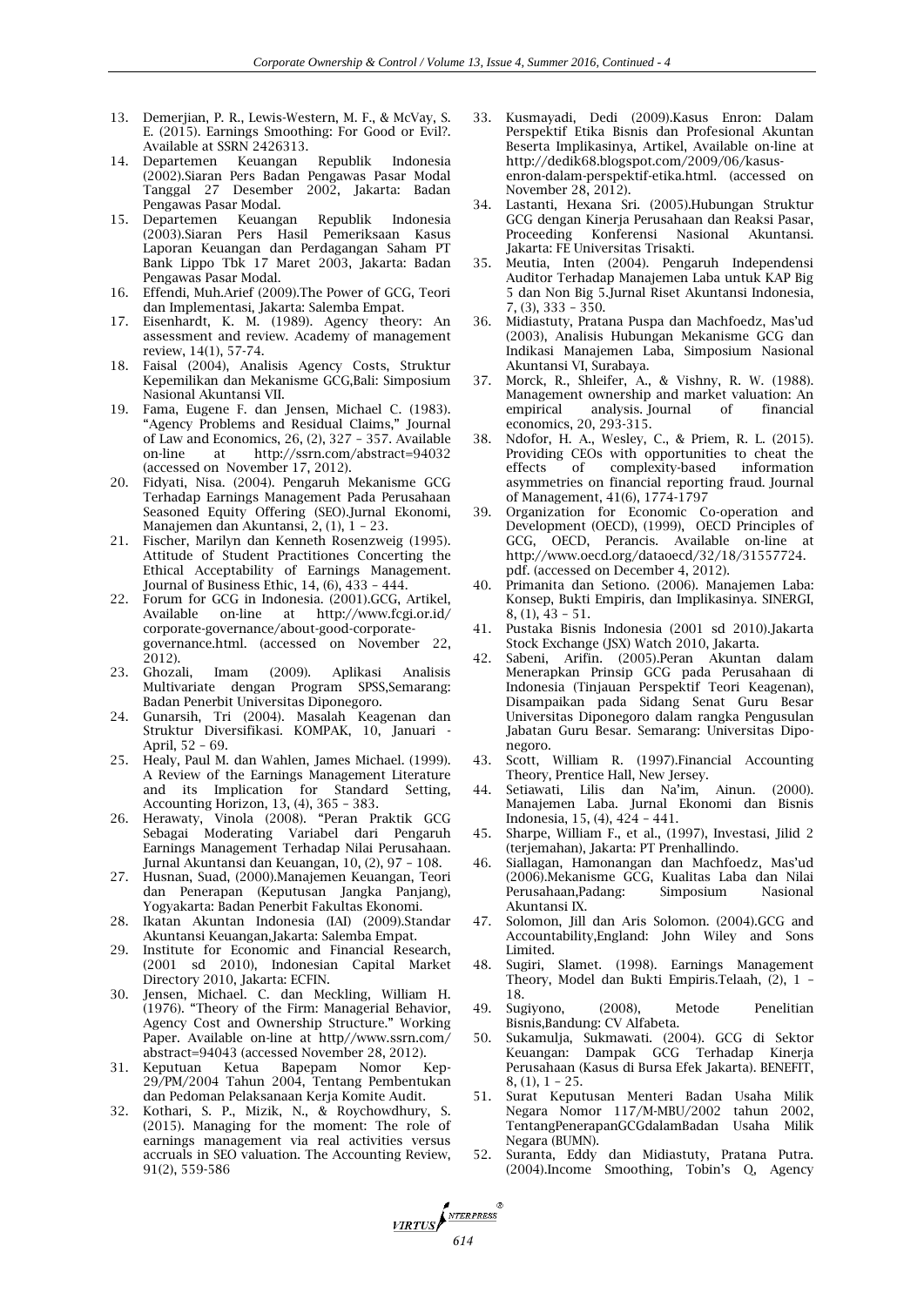13. Demerjian, P. R., Lewis-Western, M. F., & McVay, S. E. (2015). Earnings Smoothing: For Good or Evil?. Available at SSRN 2426313.
14. Departemen Keuangan Republik Indonesia (2002).Siaran Pers Badan Pengawas Pasar Modal Tanggal 27 Desember 2002, Jakarta: Badan Pengawas Pasar Modal.
15. Departemen Keuangan Republik Indonesia (2003).Siaran Pers Hasil Pemeriksaan Kasus Laporan Keuangan dan Perdagangan Saham PT Bank Lippo Tbk 17 Maret 2003, Jakarta: Badan Pengawas Pasar Modal.
16. Effendi, Muh.Arief (2009).The Power of GCG, Teori dan Implementasi, Jakarta: Salemba Empat.
17. Eisenhardt, K. M. (1989). Agency theory: An assessment and review. Academy of management review, 14(1), 57-74.
18. Faisal (2004), Analisis Agency Costs, Struktur Kepemilikan dan Mekanisme GCG,Bali: Simposium Nasional Akuntansi VII.
19. Fama, Eugene F. dan Jensen, Michael C. (1983). "Agency Problems and Residual Claims," Journal of Law and Economics, 26, (2), 327 – 357. Available on-line at http://ssrn.com/abstract=94032 (accessed on November 17, 2012).
20. Fidyati, Nisa. (2004). Pengaruh Mekanisme GCG Terhadap Earnings Management Pada Perusahaan Seasoned Equity Offering (SEO).Jurnal Ekonomi, Manajemen dan Akuntansi, 2, (1), 1 – 23.
21. Fischer, Marilyn dan Kenneth Rosenzweig (1995). Attitude of Student Practitiones Concerting the Ethical Acceptability of Earnings Management. Journal of Business Ethic, 14, (6), 433 – 444.
22. Forum for GCG in Indonesia. (2001).GCG, Artikel, Available on-line at http://www.fcgi.or.id/corporate-governance/about-good-corporate-governance.html. (accessed on November 22, 2012).
23. Ghozali, Imam (2009). Aplikasi Analisis Multivariate dengan Program SPSS,Semarang: Badan Penerbit Universitas Diponegoro.
24. Gunarsih, Tri (2004). Masalah Keagenan dan Struktur Diversifikasi. KOMPAK, 10, Januari - April, 52 – 69.
25. Healy, Paul M. dan Wahlen, James Michael. (1999). A Review of the Earnings Management Literature and its Implication for Standard Setting, Accounting Horizon, 13, (4), 365 – 383.
26. Herawaty, Vinola (2008). "Peran Praktik GCG Sebagai Moderating Variabel dari Pengaruh Earnings Management Terhadap Nilai Perusahaan. Jurnal Akuntansi dan Keuangan, 10, (2), 97 – 108.
27. Husnan, Suad, (2000).Manajemen Keuangan, Teori dan Penerapan (Keputusan Jangka Panjang), Yogyakarta: Badan Penerbit Fakultas Ekonomi.
28. Ikatan Akuntan Indonesia (IAI) (2009).Standar Akuntansi Keuangan,Jakarta: Salemba Empat.
29. Institute for Economic and Financial Research, (2001 sd 2010), Indonesian Capital Market Directory 2010, Jakarta: ECFIN.
30. Jensen, Michael. C. dan Meckling, William H. (1976). "Theory of the Firm: Managerial Behavior, Agency Cost and Ownership Structure." Working Paper. Available on-line at http//www.ssrn.com/abstract=94043 (accessed November 28, 2012).
31. Keputuan Ketua Bapepam Nomor Kep-29/PM/2004 Tahun 2004, Tentang Pembentukan dan Pedoman Pelaksanaan Kerja Komite Audit.
32. Kothari, S. P., Mizik, N., & Roychowdhury, S. (2015). Managing for the moment: The role of earnings management via real activities versus accruals in SEO valuation. The Accounting Review, 91(2), 559-586
33. Kusmayadi, Dedi (2009).Kasus Enron: Dalam Perspektif Etika Bisnis dan Profesional Akuntan Beserta Implikasinya, Artikel, Available on-line at http://dedik68.blogspot.com/2009/06/kasus-enron-dalam-perspektif-etika.html. (accessed on November 28, 2012).
34. Lastanti, Hexana Sri. (2005).Hubungan Struktur GCG dengan Kinerja Perusahaan dan Reaksi Pasar, Proceeding Konferensi Nasional Akuntansi. Jakarta: FE Universitas Trisakti.
35. Meutia, Inten (2004). Pengaruh Independensi Auditor Terhadap Manajemen Laba untuk KAP Big 5 dan Non Big 5.Jurnal Riset Akuntansi Indonesia, 7, (3), 333 – 350.
36. Midiastuty, Pratana Puspa dan Machfoedz, Mas'ud (2003), Analisis Hubungan Mekanisme GCG dan Indikasi Manajemen Laba, Simposium Nasional Akuntansi VI, Surabaya.
37. Morck, R., Shleifer, A., & Vishny, R. W. (1988). Management ownership and market valuation: An empirical analysis. Journal of financial economics, 20, 293-315.
38. Ndofor, H. A., Wesley, C., & Priem, R. L. (2015). Providing CEOs with opportunities to cheat the effects of complexity-based information asymmetries on financial reporting fraud. Journal of Management, 41(6), 1774-1797
39. Organization for Economic Co-operation and Development (OECD), (1999), OECD Principles of GCG, OECD, Perancis. Available on-line at http://www.oecd.org/dataoecd/32/18/31557724.pdf. (accessed on December 4, 2012).
40. Primanita dan Setiono. (2006). Manajemen Laba: Konsep, Bukti Empiris, dan Implikasinya. SINERGI, 8, (1), 43 – 51.
41. Pustaka Bisnis Indonesia (2001 sd 2010).Jakarta Stock Exchange (JSX) Watch 2010, Jakarta.
42. Sabeni, Arifin. (2005).Peran Akuntan dalam Menerapkan Prinsip GCG pada Perusahaan di Indonesia (Tinjauan Perspektif Teori Keagenan), Disampaikan pada Sidang Senat Guru Besar Universitas Diponegoro dalam rangka Pengusulan Jabatan Guru Besar. Semarang: Universitas Diponegoro.
43. Scott, William R. (1997).Financial Accounting Theory, Prentice Hall, New Jersey.
44. Setiawati, Lilis dan Na'im, Ainun. (2000). Manajemen Laba. Jurnal Ekonomi dan Bisnis Indonesia, 15, (4), 424 – 441.
45. Sharpe, William F., et al., (1997), Investasi, Jilid 2 (terjemahan), Jakarta: PT Prenhallindo.
46. Siallagan, Hamonangan dan Machfoedz, Mas'ud (2006).Mekanisme GCG, Kualitas Laba dan Nilai Perusahaan,Padang: Simposium Nasional Akuntansi IX.
47. Solomon, Jill dan Aris Solomon. (2004).GCG and Accountability,England: John Wiley and Sons Limited.
48. Sugiri, Slamet. (1998). Earnings Management Theory, Model dan Bukti Empiris.Telaah, (2), 1 – 18.
49. Sugiyono, (2008), Metode Penelitian Bisnis,Bandung: CV Alfabeta.
50. Sukamulja, Sukmawati. (2004). GCG di Sektor Keuangan: Dampak GCG Terhadap Kinerja Perusahaan (Kasus di Bursa Efek Jakarta). BENEFIT, 8, (1), 1 – 25.
51. Surat Keputusan Menteri Badan Usaha Milik Negara Nomor 117/M-MBU/2002 tahun 2002, TentangPenerapanGCGdalamBadan Usaha Milik Negara (BUMN).
52. Suranta, Eddy dan Midiastuty, Pratana Putra. (2004).Income Smoothing, Tobin's Q, Agency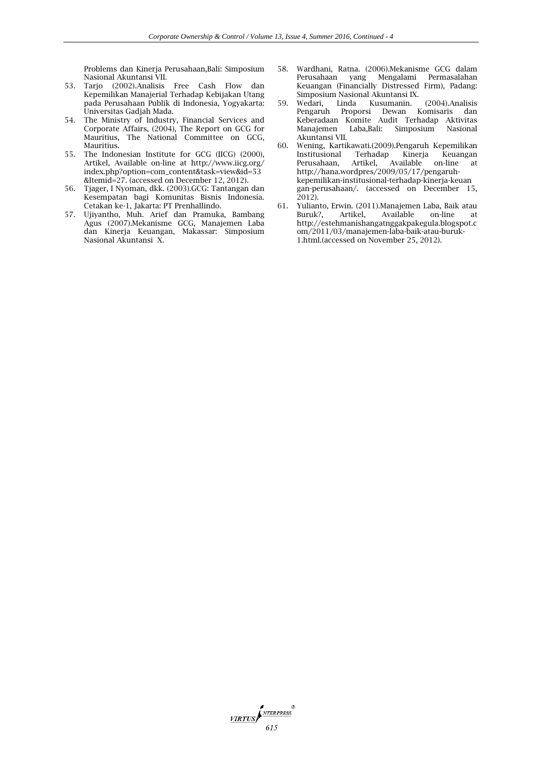Problems dan Kinerja Perusahaan,Bali: Simposium Nasional Akuntansi VII.

53. Tarjo (2002).Analisis Free Cash Flow dan Kepemilikan Manajerial Terhadap Kebijakan Utang pada Perusahaan Publik di Indonesia, Yogyakarta: Universitas Gadjah Mada.
54. The Ministry of Industry, Financial Services and Corporate Affairs, (2004), The Report on GCG for Mauritius, The National Committee on GCG, Mauritius.
55. The Indonesian Institute for GCG (IICG) (2000), Artikel, Available on-line at http://www.iicg.org/index.php?option=com_content&task=view&id=53&Itemid=27. (accessed on December 12, 2012).
56. Tjager, I Nyoman, dkk. (2003).GCG: Tantangan dan Kesempatan bagi Komunitas Bisnis Indonesia. Cetakan ke-1, Jakarta: PT Prenhallindo.
57. Ujiyantho, Muh. Arief dan Pramuka, Bambang Agus (2007).Mekanisme GCG, Manajemen Laba dan Kinerja Keuangan, Makassar: Simposium Nasional Akuntansi X.
58. Wardhani, Ratna. (2006).Mekanisme GCG dalam Perusahaan yang Mengalami Permasalahan Keuangan (Financially Distressed Firm), Padang: Simposium Nasional Akuntansi IX.
59. Wedari, Linda Kusumanin. (2004).Analisis Pengaruh Proporsi Dewan Komisaris dan Keberadaan Komite Audit Terhadap Aktivitas Manajemen Laba,Bali: Simposium Nasional Akuntansi VII.
60. Wening, Kartikawati.(2009).Pengaruh Kepemilikan Institusional Terhadap Kinerja Keuangan Perusahaan, Artikel, Available on-line at http://hana.wordpres/2009/05/17/pengaruh-kepemilikan-institusional-terhadap-kinerja-keuangan-perusahaan/. (accessed on December 15, 2012).
61. Yulianto, Erwin. (2011).Manajemen Laba, Baik atau Buruk?, Artikel, Available on-line at http://estehmanishangatnggakpakegula.blogspot.com/2011/03/manajemen-laba-baik-atau-buruk-1.html.(accessed on November 25, 2012).